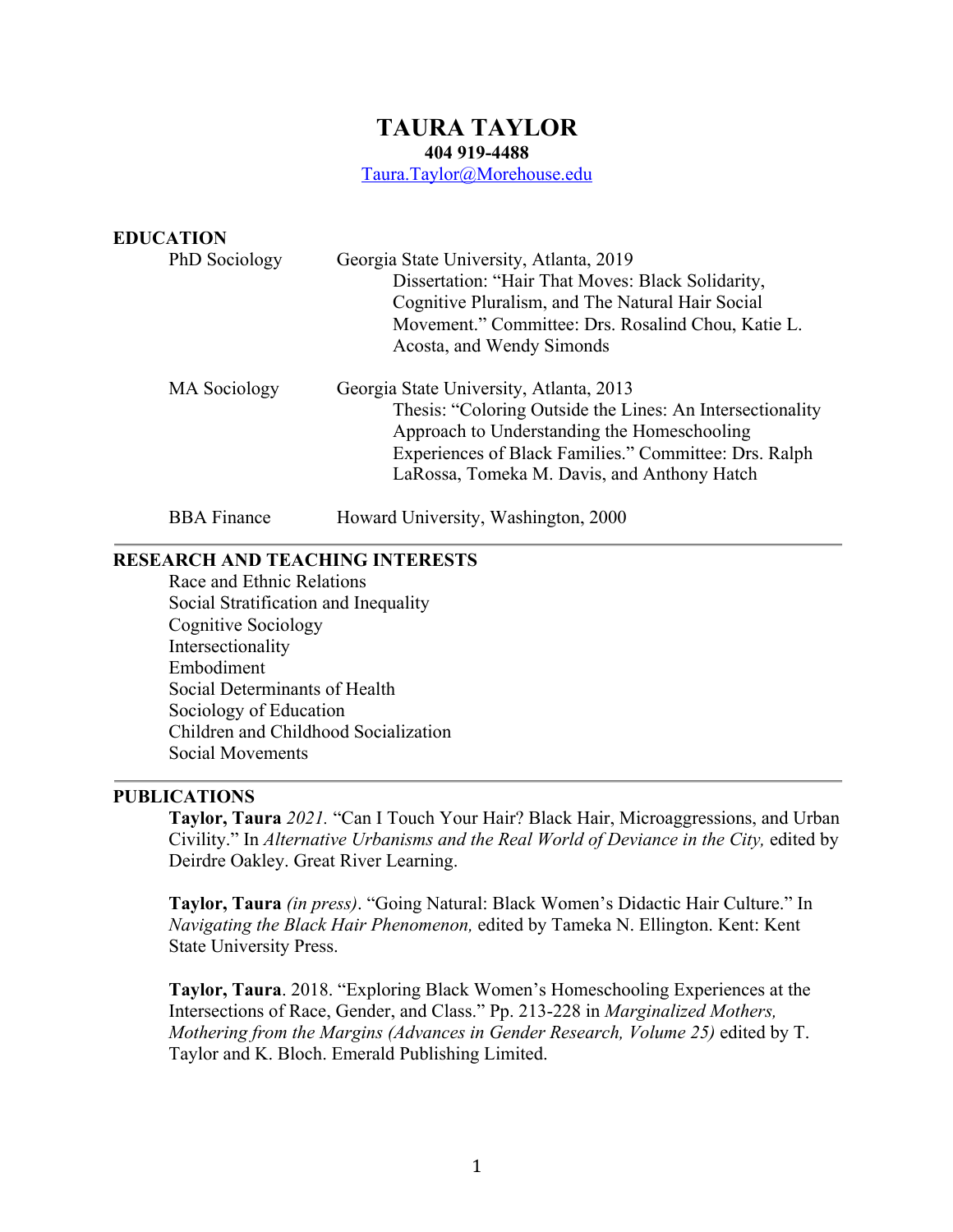# TAURA TAYLOR

**404 919-4488**

[Taura.Taylor@Morehouse.edu](mailto:Taura.Taylor@Morehouse.edu)

## EDUCATION

PhD Sociology — Georgia State University, Atlanta, 2019
Dissertation: "Hair That Moves: Black Solidarity, Cognitive Pluralism, and The Natural Hair Social Movement." Committee: Drs. Rosalind Chou, Katie L. Acosta, and Wendy Simonds

MA Sociology — Georgia State University, Atlanta, 2013
Thesis: "Coloring Outside the Lines: An Intersectionality Approach to Understanding the Homeschooling Experiences of Black Families." Committee: Drs. Ralph LaRossa, Tomeka M. Davis, and Anthony Hatch

BBA Finance — Howard University, Washington, 2000

## RESEARCH AND TEACHING INTERESTS

Race and Ethnic Relations
Social Stratification and Inequality
Cognitive Sociology
Intersectionality
Embodiment
Social Determinants of Health
Sociology of Education
Children and Childhood Socialization
Social Movements

## PUBLICATIONS

**Taylor, Taura** *2021.* "Can I Touch Your Hair? Black Hair, Microaggressions, and Urban Civility." In *Alternative Urbanisms and the Real World of Deviance in the City,* edited by Deirdre Oakley. Great River Learning.

**Taylor, Taura** *(in press)*. "Going Natural: Black Women's Didactic Hair Culture." In *Navigating the Black Hair Phenomenon,* edited by Tameka N. Ellington. Kent: Kent State University Press.

**Taylor, Taura**. 2018. "Exploring Black Women's Homeschooling Experiences at the Intersections of Race, Gender, and Class." Pp. 213-228 in *Marginalized Mothers, Mothering from the Margins (Advances in Gender Research, Volume 25)* edited by T. Taylor and K. Bloch. Emerald Publishing Limited.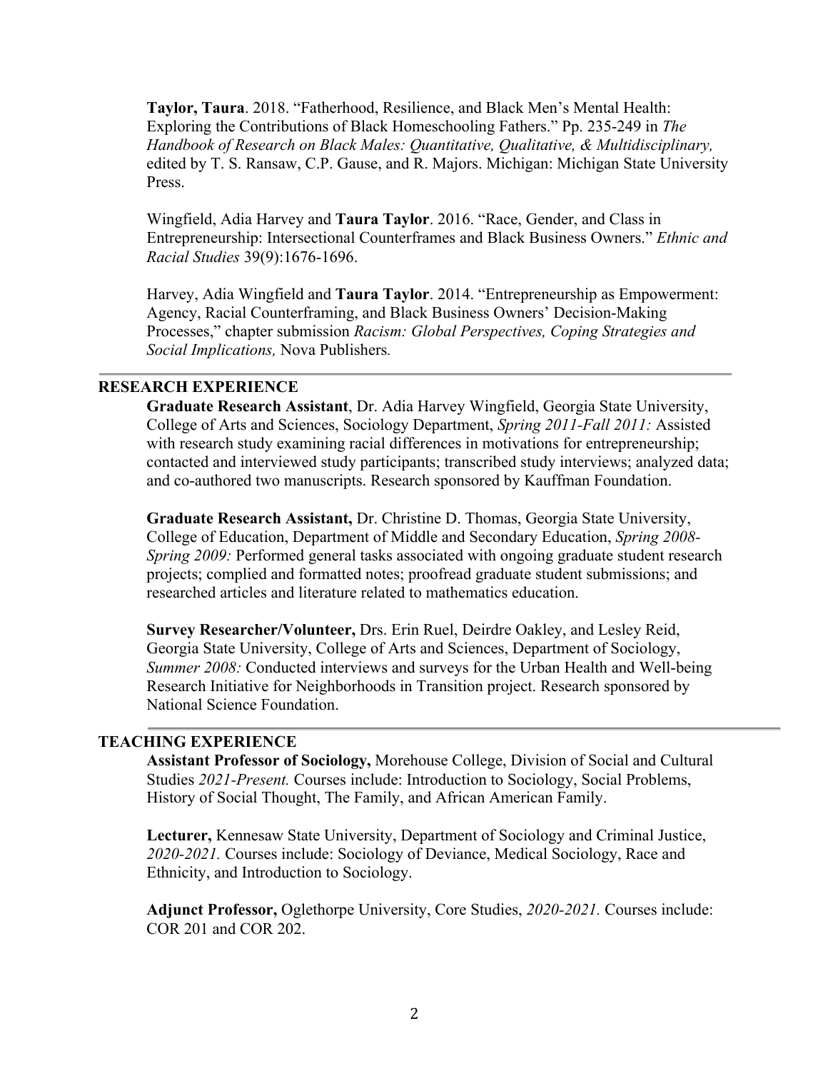**Taylor, Taura**. 2018. "Fatherhood, Resilience, and Black Men's Mental Health: Exploring the Contributions of Black Homeschooling Fathers." Pp. 235-249 in *The Handbook of Research on Black Males: Quantitative, Qualitative, & Multidisciplinary,* edited by T. S. Ransaw, C.P. Gause, and R. Majors. Michigan: Michigan State University Press.

Wingfield, Adia Harvey and **Taura Taylor**. 2016. "Race, Gender, and Class in Entrepreneurship: Intersectional Counterframes and Black Business Owners." *Ethnic and Racial Studies* 39(9):1676-1696.

Harvey, Adia Wingfield and **Taura Taylor**. 2014. "Entrepreneurship as Empowerment: Agency, Racial Counterframing, and Black Business Owners' Decision-Making Processes," chapter submission *Racism: Global Perspectives, Coping Strategies and Social Implications,* Nova Publishers*.*

## RESEARCH EXPERIENCE

**Graduate Research Assistant**, Dr. Adia Harvey Wingfield, Georgia State University, College of Arts and Sciences, Sociology Department, *Spring 2011-Fall 2011:* Assisted with research study examining racial differences in motivations for entrepreneurship; contacted and interviewed study participants; transcribed study interviews; analyzed data; and co-authored two manuscripts. Research sponsored by Kauffman Foundation.

**Graduate Research Assistant,** Dr. Christine D. Thomas, Georgia State University, College of Education, Department of Middle and Secondary Education, *Spring 2008-Spring 2009:* Performed general tasks associated with ongoing graduate student research projects; complied and formatted notes; proofread graduate student submissions; and researched articles and literature related to mathematics education.

**Survey Researcher/Volunteer,** Drs. Erin Ruel, Deirdre Oakley, and Lesley Reid, Georgia State University, College of Arts and Sciences, Department of Sociology, *Summer 2008:* Conducted interviews and surveys for the Urban Health and Well-being Research Initiative for Neighborhoods in Transition project. Research sponsored by National Science Foundation.

## TEACHING EXPERIENCE

**Assistant Professor of Sociology,** Morehouse College, Division of Social and Cultural Studies *2021-Present.* Courses include: Introduction to Sociology, Social Problems, History of Social Thought, The Family, and African American Family.

**Lecturer,** Kennesaw State University, Department of Sociology and Criminal Justice, *2020-2021.* Courses include: Sociology of Deviance, Medical Sociology, Race and Ethnicity, and Introduction to Sociology.

**Adjunct Professor,** Oglethorpe University, Core Studies, *2020-2021.* Courses include: COR 201 and COR 202.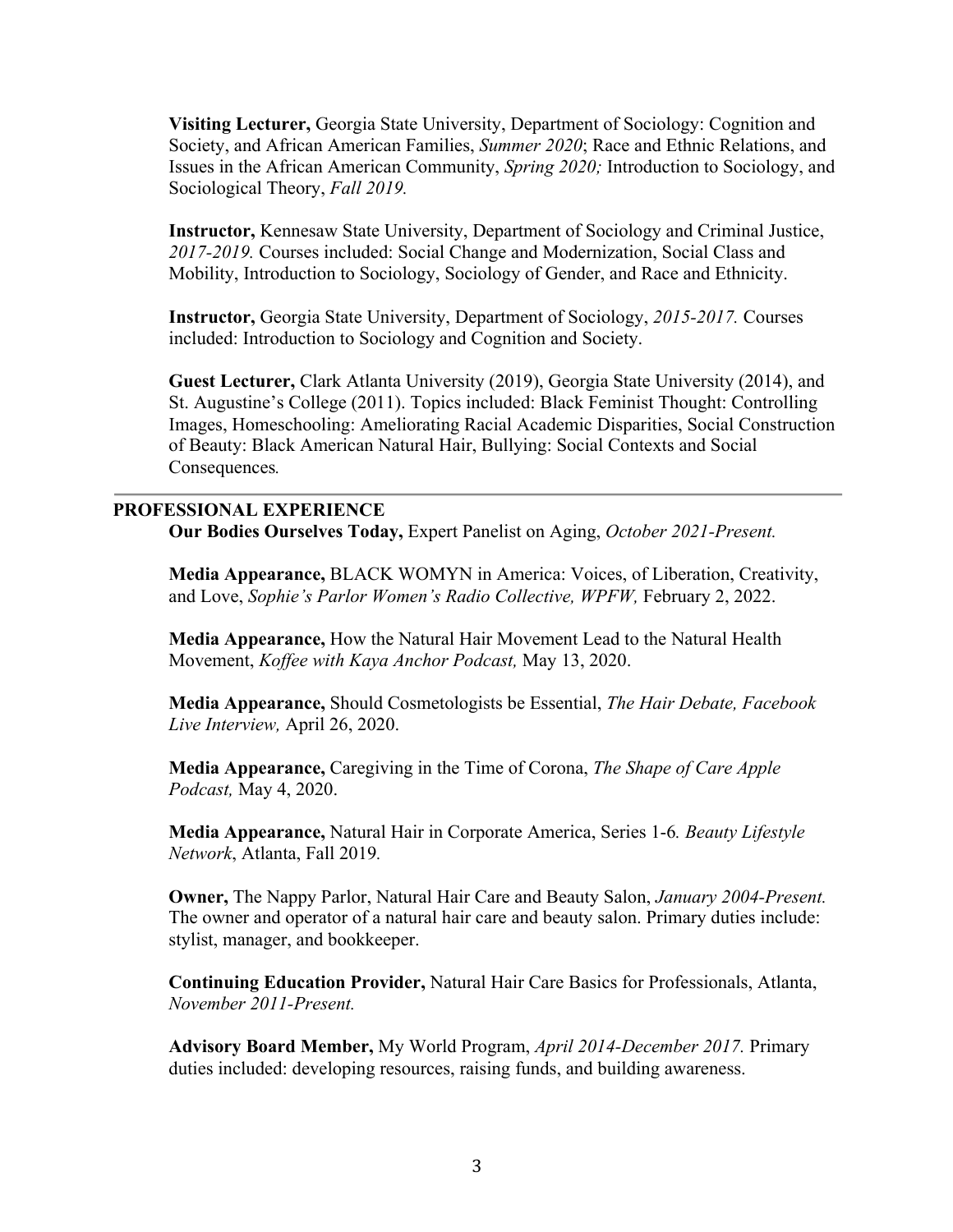**Visiting Lecturer,** Georgia State University, Department of Sociology: Cognition and Society, and African American Families, *Summer 2020*; Race and Ethnic Relations, and Issues in the African American Community, *Spring 2020;* Introduction to Sociology, and Sociological Theory, *Fall 2019.*

**Instructor,** Kennesaw State University, Department of Sociology and Criminal Justice, *2017-2019.* Courses included: Social Change and Modernization, Social Class and Mobility, Introduction to Sociology, Sociology of Gender, and Race and Ethnicity.

**Instructor,** Georgia State University, Department of Sociology, *2015-2017.* Courses included: Introduction to Sociology and Cognition and Society.

**Guest Lecturer,** Clark Atlanta University (2019), Georgia State University (2014), and St. Augustine's College (2011). Topics included: Black Feminist Thought: Controlling Images, Homeschooling: Ameliorating Racial Academic Disparities, Social Construction of Beauty: Black American Natural Hair, Bullying: Social Contexts and Social Consequences*.*

## PROFESSIONAL EXPERIENCE

**Our Bodies Ourselves Today,** Expert Panelist on Aging, *October 2021-Present.*

**Media Appearance,** BLACK WOMYN in America: Voices, of Liberation, Creativity, and Love, *Sophie's Parlor Women's Radio Collective, WPFW,* February 2, 2022.

**Media Appearance,** How the Natural Hair Movement Lead to the Natural Health Movement, *Koffee with Kaya Anchor Podcast,* May 13, 2020.

**Media Appearance,** Should Cosmetologists be Essential, *The Hair Debate, Facebook Live Interview,* April 26, 2020.

**Media Appearance,** Caregiving in the Time of Corona, *The Shape of Care Apple Podcast,* May 4, 2020.

**Media Appearance,** Natural Hair in Corporate America, Series 1-6*. Beauty Lifestyle Network*, Atlanta, Fall 2019*.*

**Owner,** The Nappy Parlor, Natural Hair Care and Beauty Salon, *January 2004-Present.* The owner and operator of a natural hair care and beauty salon. Primary duties include: stylist, manager, and bookkeeper.

**Continuing Education Provider,** Natural Hair Care Basics for Professionals, Atlanta, *November 2011-Present.*

**Advisory Board Member,** My World Program, *April 2014-December 2017.* Primary duties included: developing resources, raising funds, and building awareness.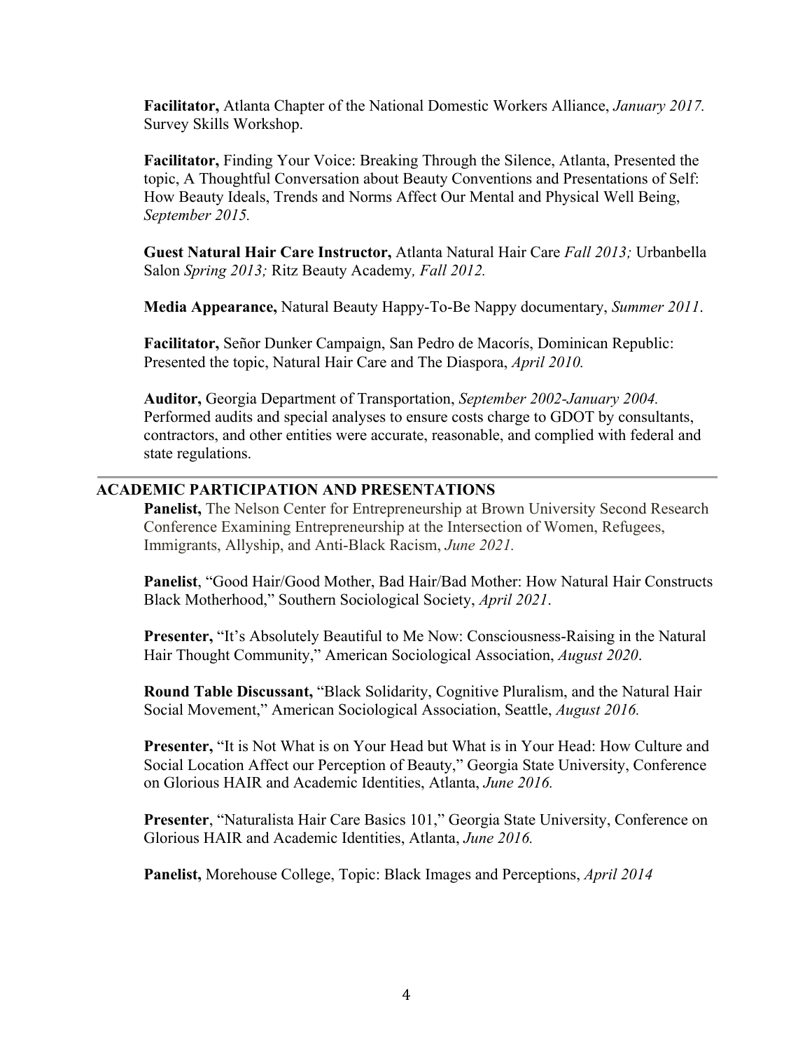**Facilitator,** Atlanta Chapter of the National Domestic Workers Alliance, *January 2017.* Survey Skills Workshop.

**Facilitator,** Finding Your Voice: Breaking Through the Silence, Atlanta, Presented the topic, A Thoughtful Conversation about Beauty Conventions and Presentations of Self: How Beauty Ideals, Trends and Norms Affect Our Mental and Physical Well Being, *September 2015.*

**Guest Natural Hair Care Instructor,** Atlanta Natural Hair Care *Fall 2013;* Urbanbella Salon *Spring 2013;* Ritz Beauty Academy*, Fall 2012.*

**Media Appearance,** Natural Beauty Happy-To-Be Nappy documentary, *Summer 2011*.

**Facilitator,** Señor Dunker Campaign, San Pedro de Macorís, Dominican Republic: Presented the topic, Natural Hair Care and The Diaspora, *April 2010.*

**Auditor,** Georgia Department of Transportation, *September 2002-January 2004.* Performed audits and special analyses to ensure costs charge to GDOT by consultants, contractors, and other entities were accurate, reasonable, and complied with federal and state regulations.

## ACADEMIC PARTICIPATION AND PRESENTATIONS

**Panelist,** The Nelson Center for Entrepreneurship at Brown University Second Research Conference Examining Entrepreneurship at the Intersection of Women, Refugees, Immigrants, Allyship, and Anti-Black Racism, *June 2021.*

**Panelist**, "Good Hair/Good Mother, Bad Hair/Bad Mother: How Natural Hair Constructs Black Motherhood," Southern Sociological Society, *April 2021*.

**Presenter,** "It's Absolutely Beautiful to Me Now: Consciousness-Raising in the Natural Hair Thought Community," American Sociological Association, *August 2020*.

**Round Table Discussant,** "Black Solidarity, Cognitive Pluralism, and the Natural Hair Social Movement," American Sociological Association, Seattle, *August 2016.*

**Presenter,** "It is Not What is on Your Head but What is in Your Head: How Culture and Social Location Affect our Perception of Beauty," Georgia State University, Conference on Glorious HAIR and Academic Identities, Atlanta, *June 2016.*

**Presenter**, "Naturalista Hair Care Basics 101," Georgia State University, Conference on Glorious HAIR and Academic Identities, Atlanta, *June 2016.*

**Panelist,** Morehouse College, Topic: Black Images and Perceptions, *April 2014*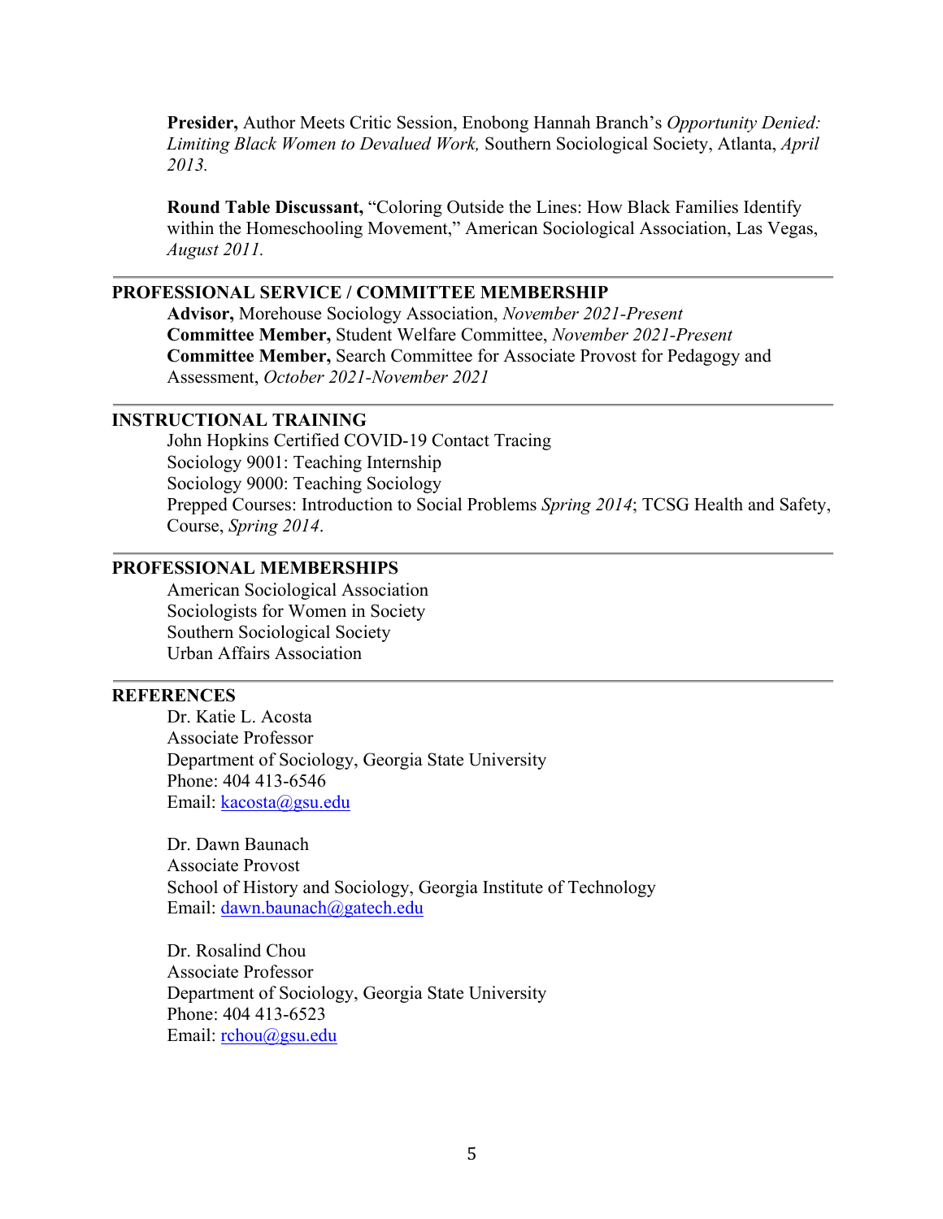**Presider,** Author Meets Critic Session, Enobong Hannah Branch's *Opportunity Denied: Limiting Black Women to Devalued Work,* Southern Sociological Society, Atlanta, *April 2013.*

**Round Table Discussant,** "Coloring Outside the Lines: How Black Families Identify within the Homeschooling Movement," American Sociological Association, Las Vegas, *August 2011.*

## PROFESSIONAL SERVICE / COMMITTEE MEMBERSHIP

**Advisor,** Morehouse Sociology Association, *November 2021-Present*
**Committee Member,** Student Welfare Committee, *November 2021-Present*
**Committee Member,** Search Committee for Associate Provost for Pedagogy and Assessment, *October 2021-November 2021*

## INSTRUCTIONAL TRAINING

John Hopkins Certified COVID-19 Contact Tracing
Sociology 9001: Teaching Internship
Sociology 9000: Teaching Sociology
Prepped Courses: Introduction to Social Problems *Spring 2014*; TCSG Health and Safety, Course, *Spring 2014*.

## PROFESSIONAL MEMBERSHIPS

American Sociological Association
Sociologists for Women in Society
Southern Sociological Society
Urban Affairs Association

## REFERENCES

Dr. Katie L. Acosta
Associate Professor
Department of Sociology, Georgia State University
Phone: 404 413-6546
Email: kacosta@gsu.edu

Dr. Dawn Baunach
Associate Provost
School of History and Sociology, Georgia Institute of Technology
Email: dawn.baunach@gatech.edu

Dr. Rosalind Chou
Associate Professor
Department of Sociology, Georgia State University
Phone: 404 413-6523
Email: rchou@gsu.edu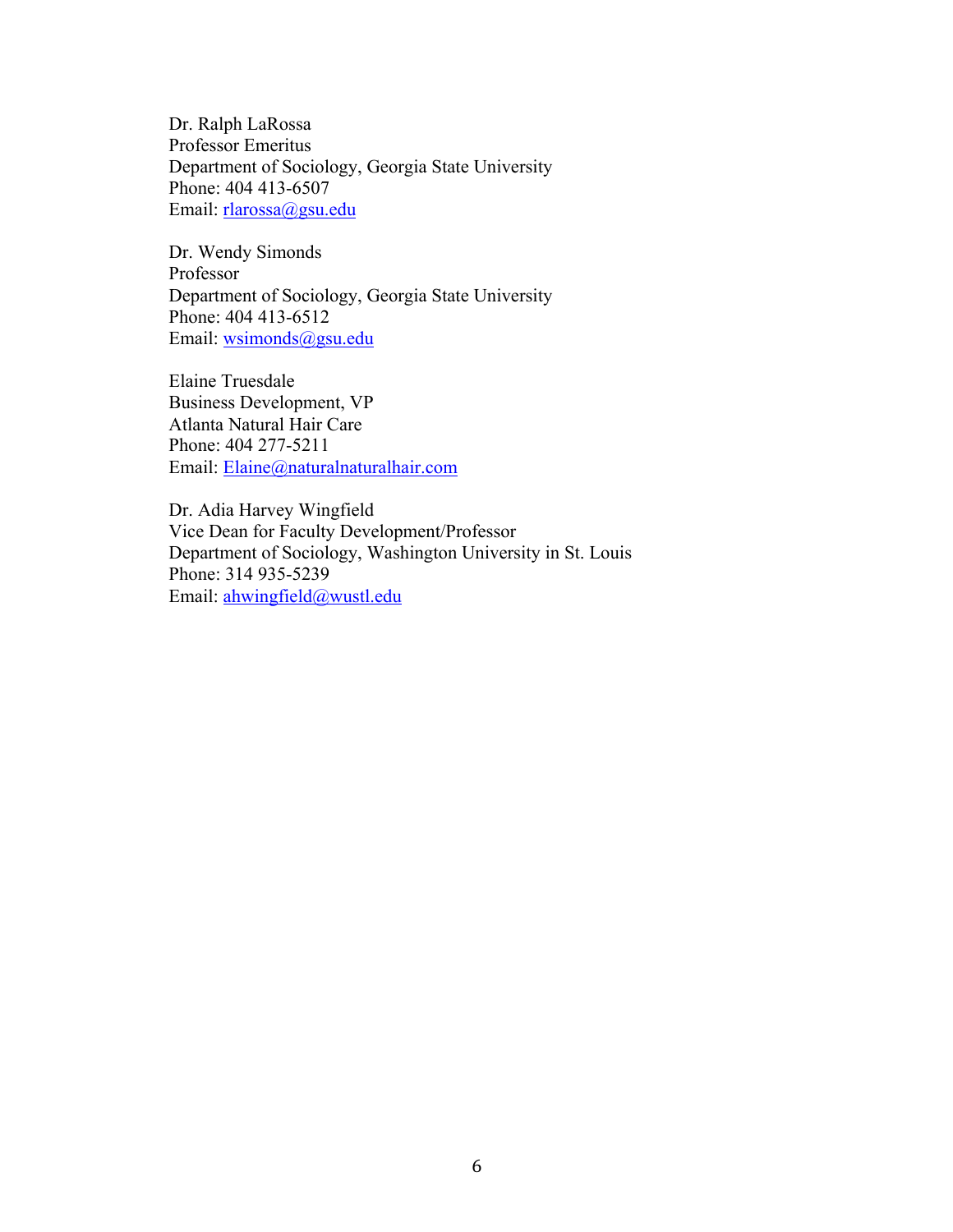Dr. Ralph LaRossa
Professor Emeritus
Department of Sociology, Georgia State University
Phone: 404 413-6507
Email: rlarossa@gsu.edu

Dr. Wendy Simonds
Professor
Department of Sociology, Georgia State University
Phone: 404 413-6512
Email: wsimonds@gsu.edu

Elaine Truesdale
Business Development, VP
Atlanta Natural Hair Care
Phone: 404 277-5211
Email: Elaine@naturalnaturalhair.com

Dr. Adia Harvey Wingfield
Vice Dean for Faculty Development/Professor
Department of Sociology, Washington University in St. Louis
Phone: 314 935-5239
Email: ahwingfield@wustl.edu